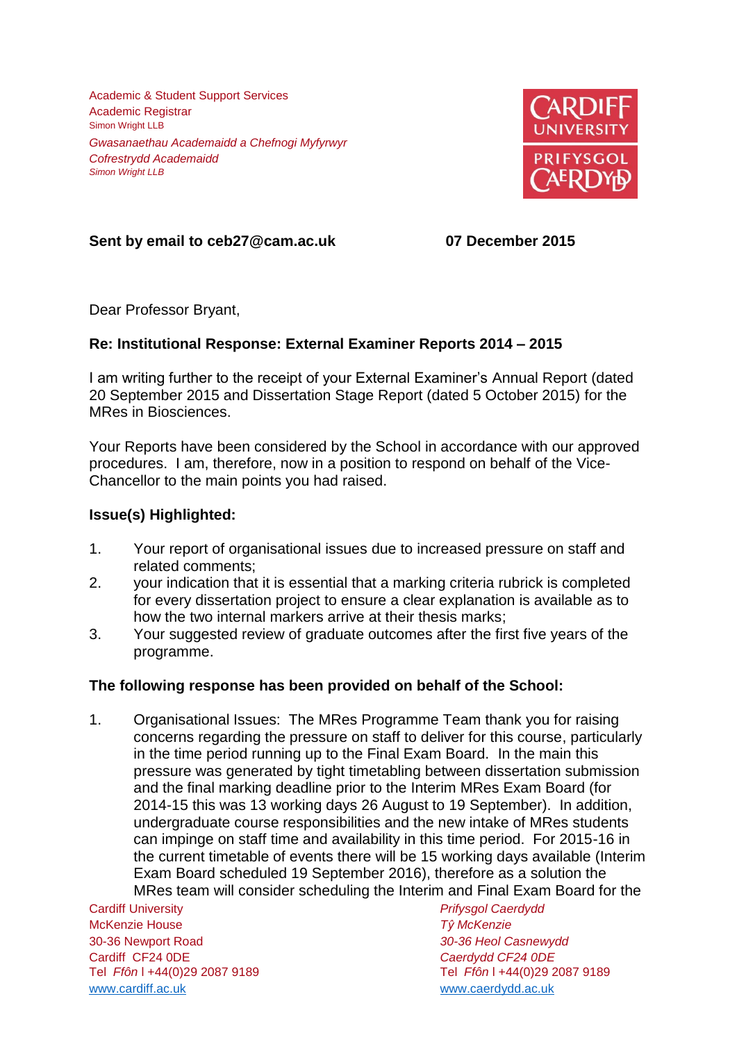Academic & Student Support Services
Academic Registrar
Simon Wright LLB

*Gwasanaethau Academaidd a Chefnogi Myfyrwyr*
*Cofrestrydd Academaidd*
*Simon Wright LLB*

**Sent by email to ceb27@cam.ac.uk** **07 December 2015**

Dear Professor Bryant,

**Re: Institutional Response: External Examiner Reports 2014 – 2015**

I am writing further to the receipt of your External Examiner's Annual Report (dated 20 September 2015 and Dissertation Stage Report (dated 5 October 2015) for the MRes in Biosciences.

Your Reports have been considered by the School in accordance with our approved procedures. I am, therefore, now in a position to respond on behalf of the Vice-Chancellor to the main points you had raised.

**Issue(s) Highlighted:**

1. Your report of organisational issues due to increased pressure on staff and related comments;
2. your indication that it is essential that a marking criteria rubrick is completed for every dissertation project to ensure a clear explanation is available as to how the two internal markers arrive at their thesis marks;
3. Your suggested review of graduate outcomes after the first five years of the programme.

**The following response has been provided on behalf of the School:**

1. Organisational Issues: The MRes Programme Team thank you for raising concerns regarding the pressure on staff to deliver for this course, particularly in the time period running up to the Final Exam Board. In the main this pressure was generated by tight timetabling between dissertation submission and the final marking deadline prior to the Interim MRes Exam Board (for 2014-15 this was 13 working days 26 August to 19 September). In addition, undergraduate course responsibilities and the new intake of MRes students can impinge on staff time and availability in this time period. For 2015-16 in the current timetable of events there will be 15 working days available (Interim Exam Board scheduled 19 September 2016), therefore as a solution the MRes team will consider scheduling the Interim and Final Exam Board for the

Cardiff University
McKenzie House
30-36 Newport Road
Cardiff CF24 0DE
Tel *Ffôn* l +44(0)29 2087 9189
www.cardiff.ac.uk

*Prifysgol Caerdydd*
*Tŷ McKenzie*
*30-36 Heol Casnewydd*
*Caerdydd CF24 0DE*
Tel *Ffôn* l +44(0)29 2087 9189
www.caerdydd.ac.uk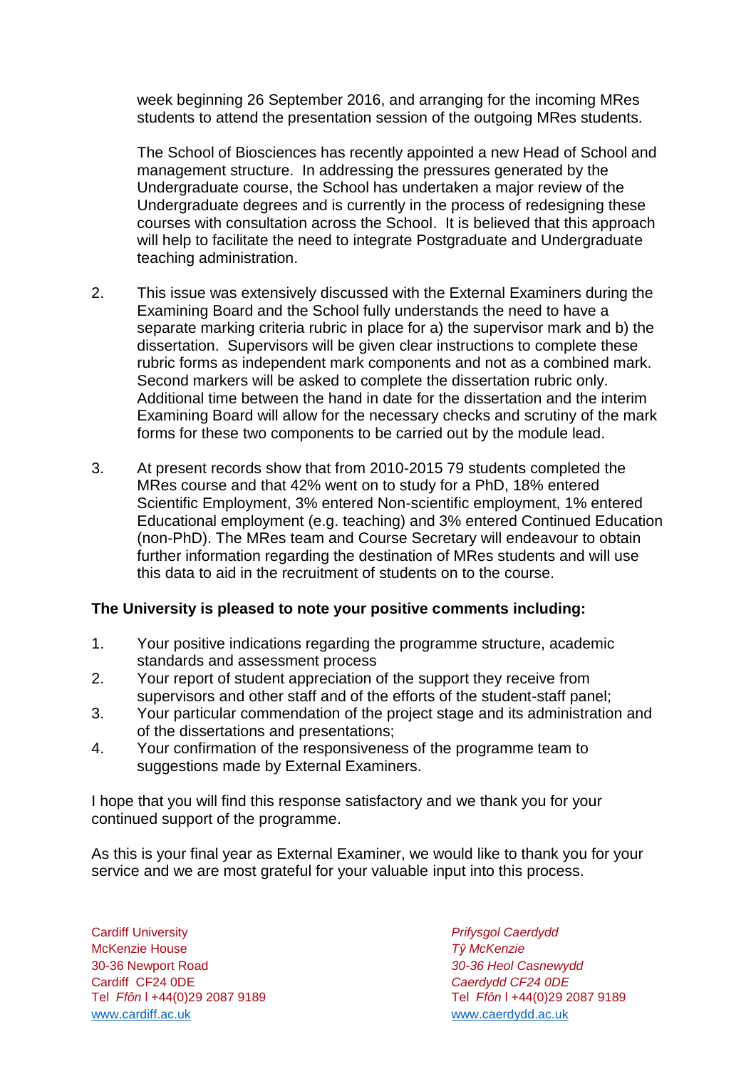week beginning 26 September 2016, and arranging for the incoming MRes students to attend the presentation session of the outgoing MRes students.

The School of Biosciences has recently appointed a new Head of School and management structure. In addressing the pressures generated by the Undergraduate course, the School has undertaken a major review of the Undergraduate degrees and is currently in the process of redesigning these courses with consultation across the School. It is believed that this approach will help to facilitate the need to integrate Postgraduate and Undergraduate teaching administration.

2. This issue was extensively discussed with the External Examiners during the Examining Board and the School fully understands the need to have a separate marking criteria rubric in place for a) the supervisor mark and b) the dissertation. Supervisors will be given clear instructions to complete these rubric forms as independent mark components and not as a combined mark. Second markers will be asked to complete the dissertation rubric only. Additional time between the hand in date for the dissertation and the interim Examining Board will allow for the necessary checks and scrutiny of the mark forms for these two components to be carried out by the module lead.

3. At present records show that from 2010-2015 79 students completed the MRes course and that 42% went on to study for a PhD, 18% entered Scientific Employment, 3% entered Non-scientific employment, 1% entered Educational employment (e.g. teaching) and 3% entered Continued Education (non-PhD). The MRes team and Course Secretary will endeavour to obtain further information regarding the destination of MRes students and will use this data to aid in the recruitment of students on to the course.

**The University is pleased to note your positive comments including:**

1. Your positive indications regarding the programme structure, academic standards and assessment process
2. Your report of student appreciation of the support they receive from supervisors and other staff and of the efforts of the student-staff panel;
3. Your particular commendation of the project stage and its administration and of the dissertations and presentations;
4. Your confirmation of the responsiveness of the programme team to suggestions made by External Examiners.

I hope that you will find this response satisfactory and we thank you for your continued support of the programme.

As this is your final year as External Examiner, we would like to thank you for your service and we are most grateful for your valuable input into this process.

Cardiff University
McKenzie House
30-36 Newport Road
Cardiff CF24 0DE
Tel *Ffôn* | +44(0)29 2087 9189
www.cardiff.ac.uk

*Prifysgol Caerdydd*
*Tŷ McKenzie*
*30-36 Heol Casnewydd*
*Caerdydd CF24 0DE*
Tel *Ffôn* | +44(0)29 2087 9189
www.caerdydd.ac.uk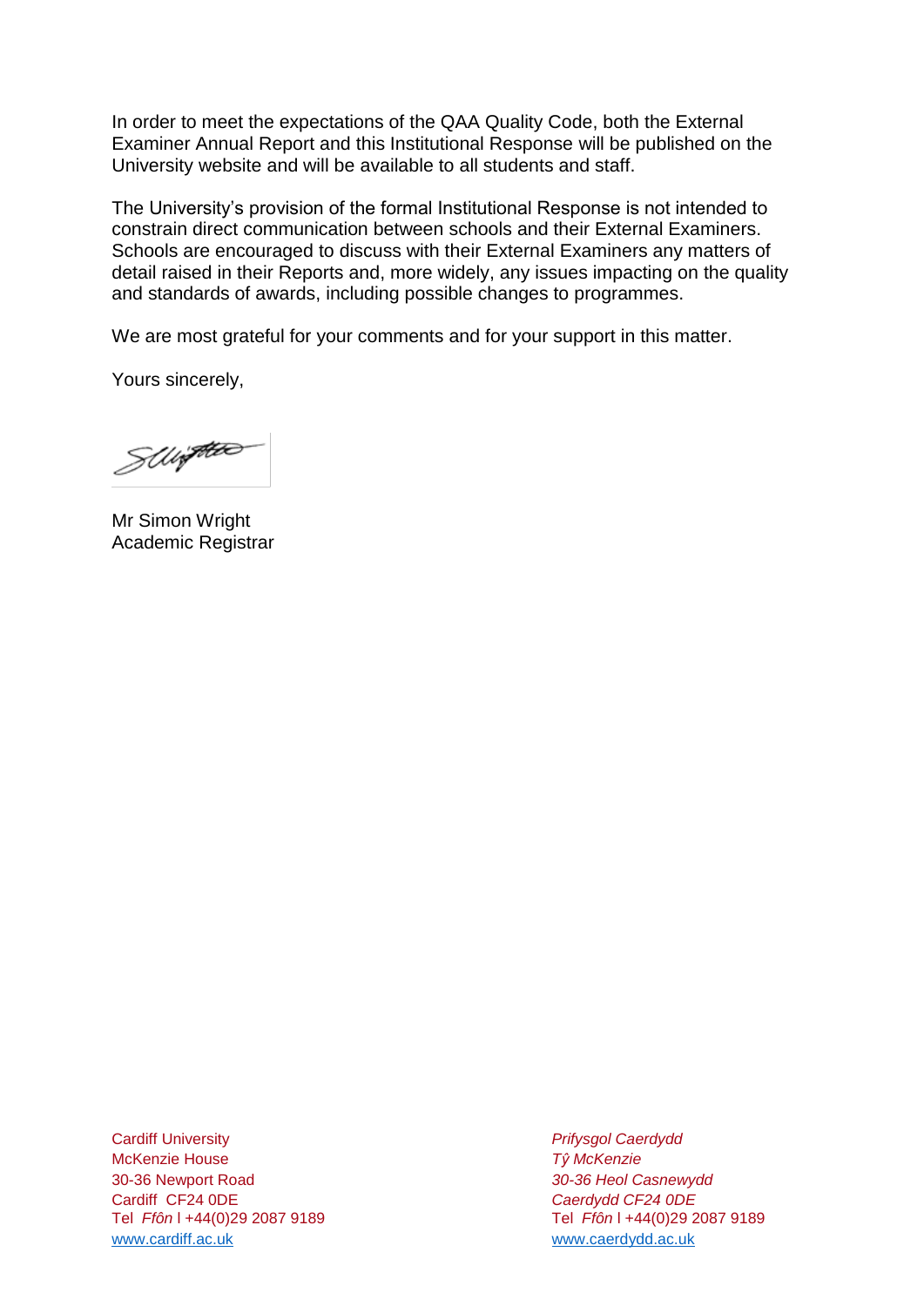In order to meet the expectations of the QAA Quality Code, both the External Examiner Annual Report and this Institutional Response will be published on the University website and will be available to all students and staff.

The University's provision of the formal Institutional Response is not intended to constrain direct communication between schools and their External Examiners. Schools are encouraged to discuss with their External Examiners any matters of detail raised in their Reports and, more widely, any issues impacting on the quality and standards of awards, including possible changes to programmes.

We are most grateful for your comments and for your support in this matter.

Yours sincerely,

Mr Simon Wright
Academic Registrar

Cardiff University
McKenzie House
30-36 Newport Road
Cardiff CF24 0DE
Tel *Ffôn* l +44(0)29 2087 9189
www.cardiff.ac.uk

*Prifysgol Caerdydd*
*Tŷ McKenzie*
*30-36 Heol Casnewydd*
*Caerdydd CF24 0DE*
Tel *Ffôn* l +44(0)29 2087 9189
www.caerdydd.ac.uk